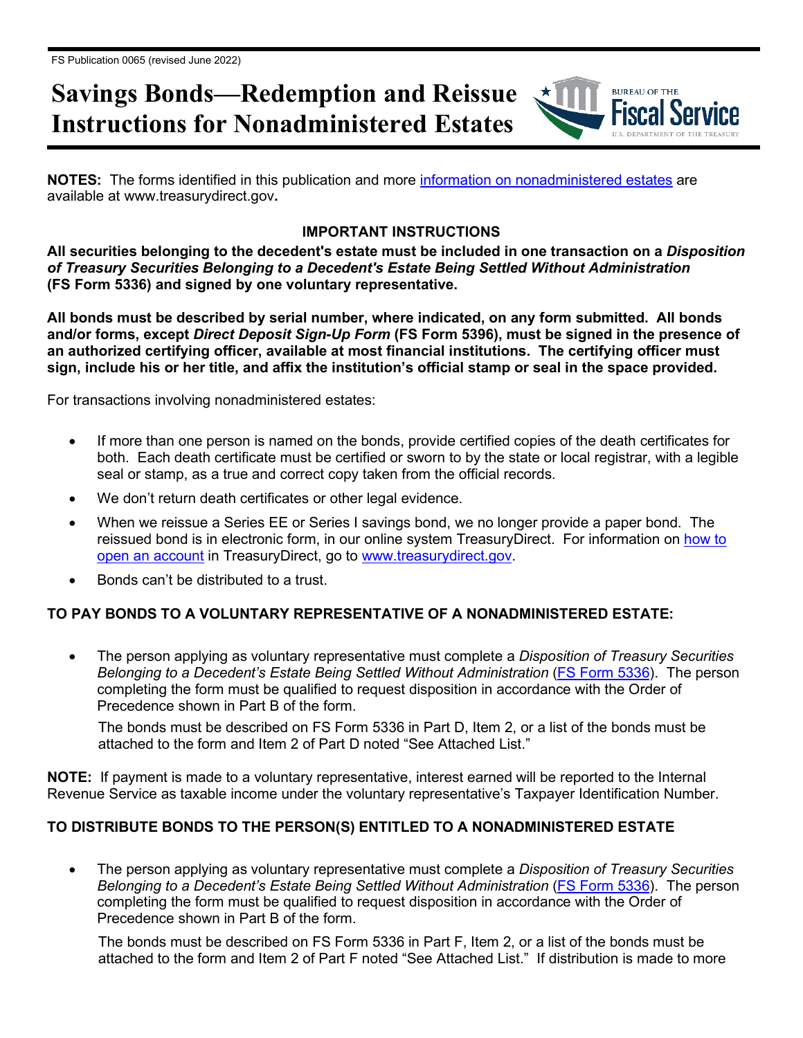FS Publication 0065 (revised June 2022)

# Savings Bonds—Redemption and Reissue Instructions for Nonadministered Estates

**NOTES:** The forms identified in this publication and more information on nonadministered estates are available at www.treasurydirect.gov**.**

**IMPORTANT INSTRUCTIONS**

**All securities belonging to the decedent's estate must be included in one transaction on a *Disposition of Treasury Securities Belonging to a Decedent's Estate Being Settled Without Administration* (FS Form 5336) and signed by one voluntary representative.**

**All bonds must be described by serial number, where indicated, on any form submitted. All bonds and/or forms, except *Direct Deposit Sign-Up Form* (FS Form 5396), must be signed in the presence of an authorized certifying officer, available at most financial institutions. The certifying officer must sign, include his or her title, and affix the institution's official stamp or seal in the space provided.**

For transactions involving nonadministered estates:

- If more than one person is named on the bonds, provide certified copies of the death certificates for both. Each death certificate must be certified or sworn to by the state or local registrar, with a legible seal or stamp, as a true and correct copy taken from the official records.
- We don't return death certificates or other legal evidence.
- When we reissue a Series EE or Series I savings bond, we no longer provide a paper bond. The reissued bond is in electronic form, in our online system TreasuryDirect. For information on how to open an account in TreasuryDirect, go to www.treasurydirect.gov.
- Bonds can't be distributed to a trust.

## TO PAY BONDS TO A VOLUNTARY REPRESENTATIVE OF A NONADMINISTERED ESTATE:

- The person applying as voluntary representative must complete a *Disposition of Treasury Securities Belonging to a Decedent's Estate Being Settled Without Administration* (FS Form 5336). The person completing the form must be qualified to request disposition in accordance with the Order of Precedence shown in Part B of the form.

  The bonds must be described on FS Form 5336 in Part D, Item 2, or a list of the bonds must be attached to the form and Item 2 of Part D noted "See Attached List."

**NOTE:** If payment is made to a voluntary representative, interest earned will be reported to the Internal Revenue Service as taxable income under the voluntary representative's Taxpayer Identification Number.

## TO DISTRIBUTE BONDS TO THE PERSON(S) ENTITLED TO A NONADMINISTERED ESTATE

- The person applying as voluntary representative must complete a *Disposition of Treasury Securities Belonging to a Decedent's Estate Being Settled Without Administration* (FS Form 5336). The person completing the form must be qualified to request disposition in accordance with the Order of Precedence shown in Part B of the form.

  The bonds must be described on FS Form 5336 in Part F, Item 2, or a list of the bonds must be attached to the form and Item 2 of Part F noted "See Attached List." If distribution is made to more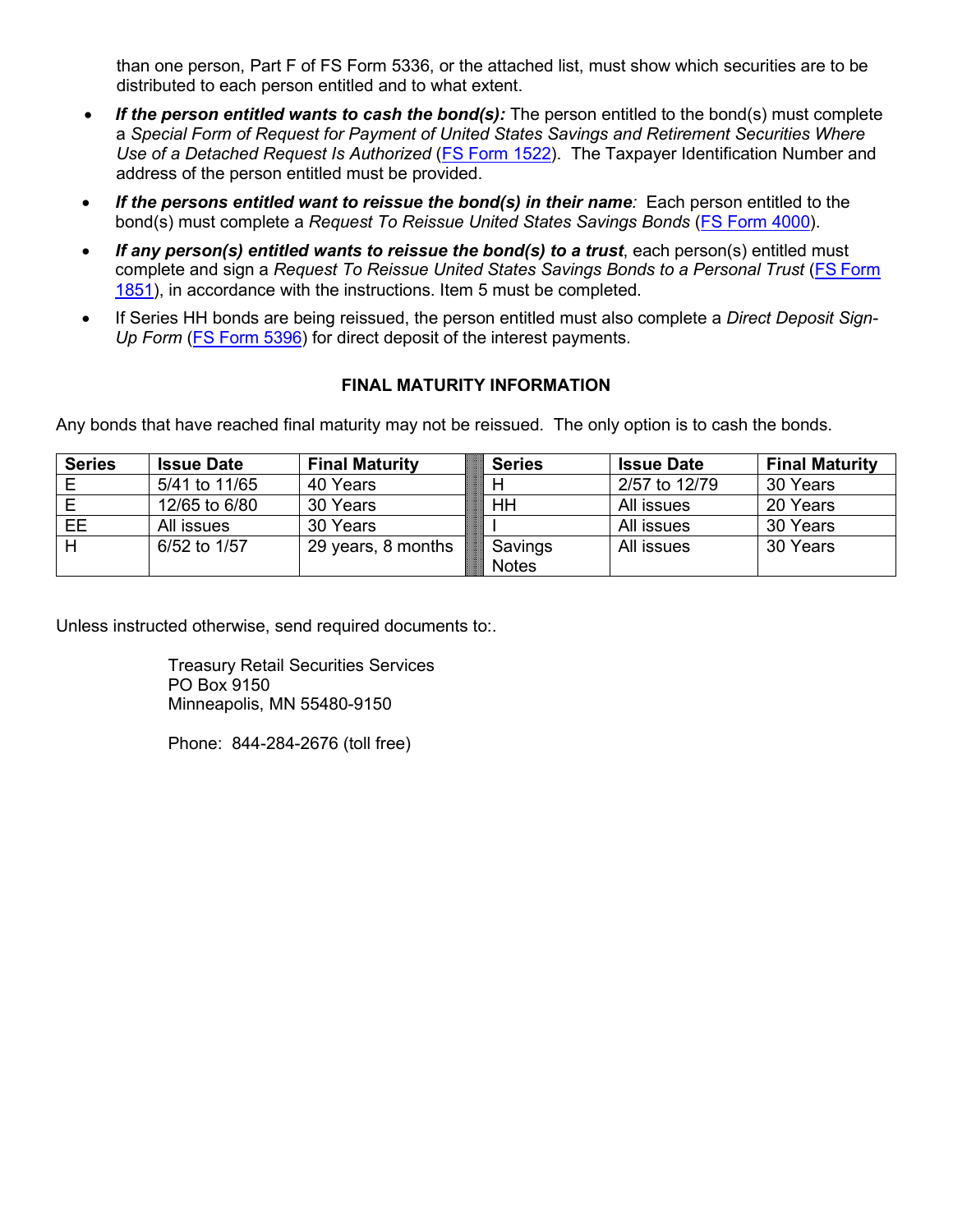than one person, Part F of FS Form 5336, or the attached list, must show which securities are to be distributed to each person entitled and to what extent.

- ***If the person entitled wants to cash the bond(s):*** The person entitled to the bond(s) must complete a *Special Form of Request for Payment of United States Savings and Retirement Securities Where Use of a Detached Request Is Authorized* (FS Form 1522). The Taxpayer Identification Number and address of the person entitled must be provided.
- ***If the persons entitled want to reissue the bond(s) in their name:*** Each person entitled to the bond(s) must complete a *Request To Reissue United States Savings Bonds* (FS Form 4000).
- ***If any person(s) entitled wants to reissue the bond(s) to a trust***, each person(s) entitled must complete and sign a *Request To Reissue United States Savings Bonds to a Personal Trust* (FS Form 1851), in accordance with the instructions. Item 5 must be completed.
- If Series HH bonds are being reissued, the person entitled must also complete a *Direct Deposit Sign-Up Form* (FS Form 5396) for direct deposit of the interest payments.

**FINAL MATURITY INFORMATION**

Any bonds that have reached final maturity may not be reissued. The only option is to cash the bonds.

| Series | Issue Date | Final Maturity | Series | Issue Date | Final Maturity |
|---|---|---|---|---|---|
| E | 5/41 to 11/65 | 40 Years | H | 2/57 to 12/79 | 30 Years |
| E | 12/65 to 6/80 | 30 Years | HH | All issues | 20 Years |
| EE | All issues | 30 Years | I | All issues | 30 Years |
| H | 6/52 to 1/57 | 29 years, 8 months | Savings Notes | All issues | 30 Years |

Unless instructed otherwise, send required documents to:.

Treasury Retail Securities Services
PO Box 9150
Minneapolis, MN 55480-9150

Phone: 844-284-2676 (toll free)